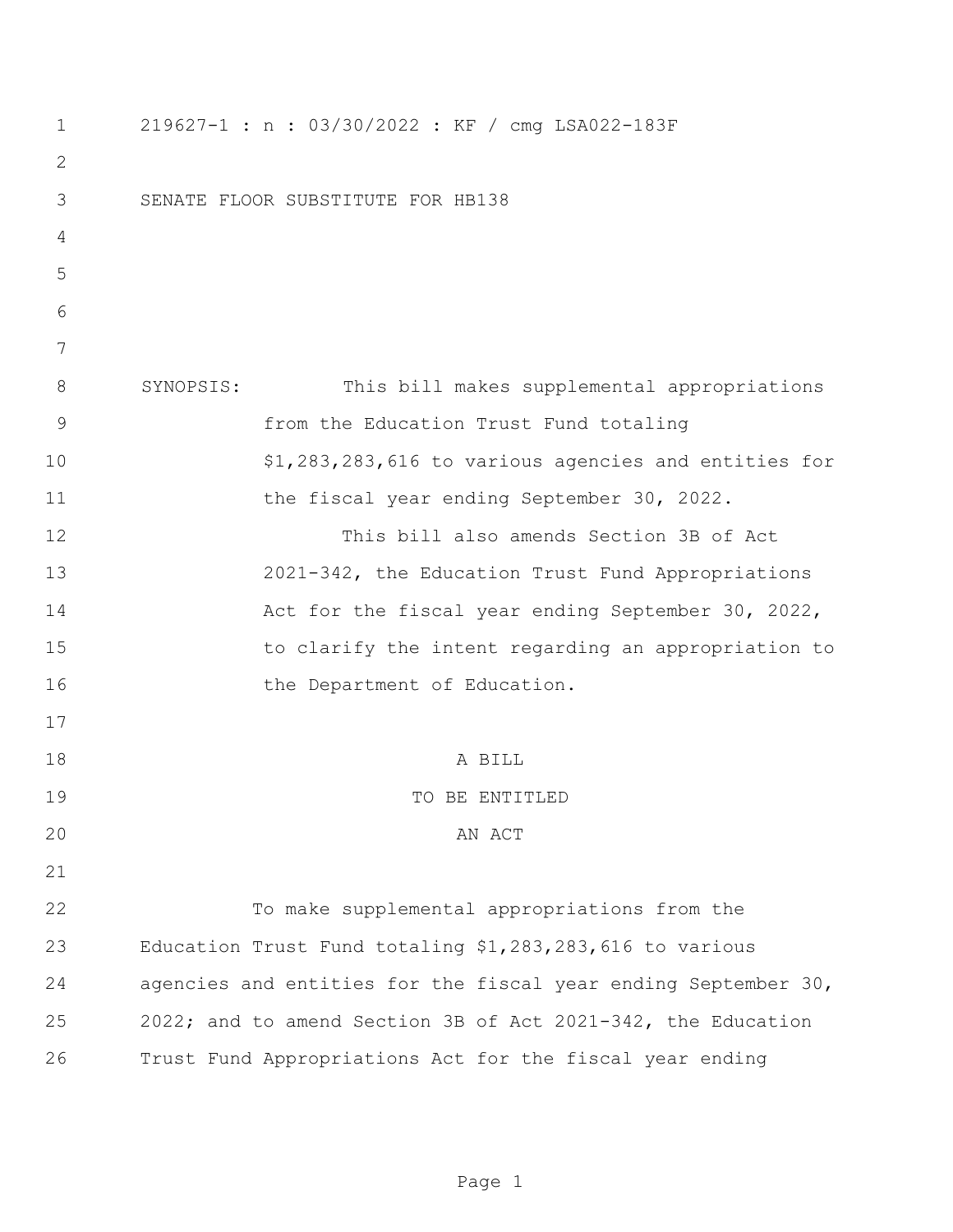219627-1 : n : 03/30/2022 : KF / cmg LSA022-183F

SENATE FLOOR SUBSTITUTE FOR HB138

SYNOPSIS: This bill makes supplemental appropriations from the Education Trust Fund totaling $1,283,283,616 to various agencies and entities for the fiscal year ending September 30, 2022.

This bill also amends Section 3B of Act 2021-342, the Education Trust Fund Appropriations Act for the fiscal year ending September 30, 2022, to clarify the intent regarding an appropriation to the Department of Education.

A BILL

TO BE ENTITLED

AN ACT

To make supplemental appropriations from the Education Trust Fund totaling $1,283,283,616 to various agencies and entities for the fiscal year ending September 30, 2022; and to amend Section 3B of Act 2021-342, the Education Trust Fund Appropriations Act for the fiscal year ending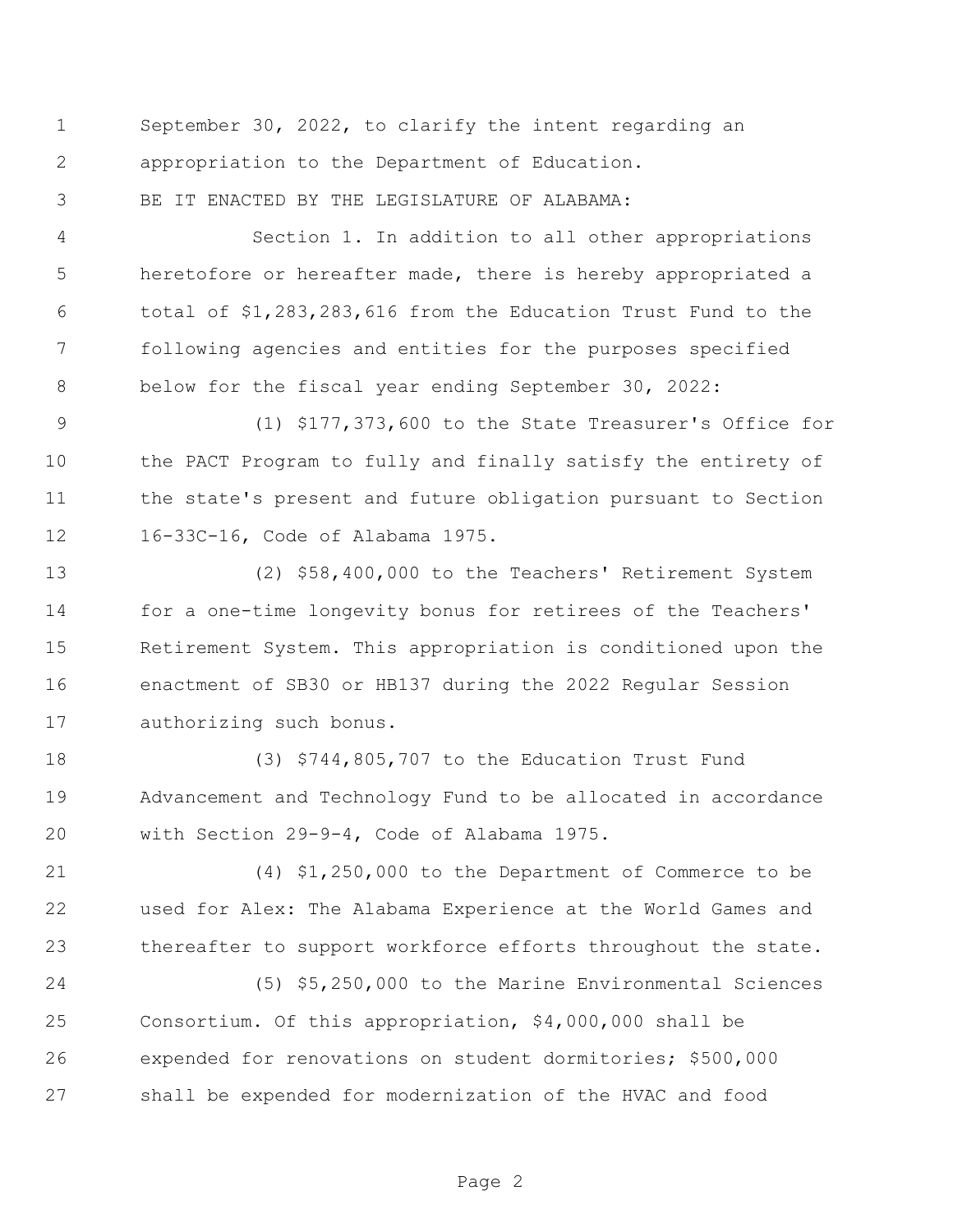September 30, 2022, to clarify the intent regarding an appropriation to the Department of Education.

BE IT ENACTED BY THE LEGISLATURE OF ALABAMA:

Section 1. In addition to all other appropriations heretofore or hereafter made, there is hereby appropriated a total of $1,283,283,616 from the Education Trust Fund to the following agencies and entities for the purposes specified below for the fiscal year ending September 30, 2022:

(1) $177,373,600 to the State Treasurer's Office for the PACT Program to fully and finally satisfy the entirety of the state's present and future obligation pursuant to Section 16-33C-16, Code of Alabama 1975.

(2) $58,400,000 to the Teachers' Retirement System for a one-time longevity bonus for retirees of the Teachers' Retirement System. This appropriation is conditioned upon the enactment of SB30 or HB137 during the 2022 Regular Session authorizing such bonus.

(3) $744,805,707 to the Education Trust Fund Advancement and Technology Fund to be allocated in accordance with Section 29-9-4, Code of Alabama 1975.

(4) $1,250,000 to the Department of Commerce to be used for Alex: The Alabama Experience at the World Games and thereafter to support workforce efforts throughout the state.

(5) $5,250,000 to the Marine Environmental Sciences Consortium. Of this appropriation, $4,000,000 shall be expended for renovations on student dormitories; $500,000 shall be expended for modernization of the HVAC and food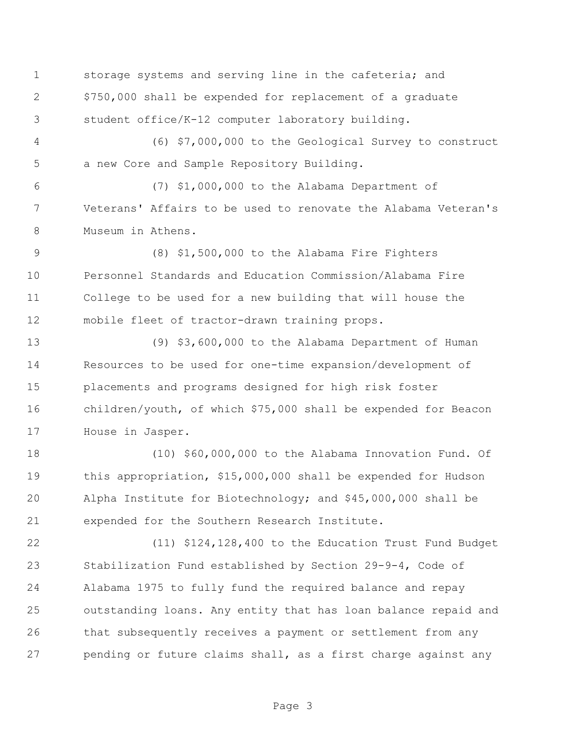storage systems and serving line in the cafeteria; and $750,000 shall be expended for replacement of a graduate student office/K-12 computer laboratory building.

(6) $7,000,000 to the Geological Survey to construct a new Core and Sample Repository Building.

(7) $1,000,000 to the Alabama Department of Veterans' Affairs to be used to renovate the Alabama Veteran's Museum in Athens.

(8) $1,500,000 to the Alabama Fire Fighters Personnel Standards and Education Commission/Alabama Fire College to be used for a new building that will house the mobile fleet of tractor-drawn training props.

(9) $3,600,000 to the Alabama Department of Human Resources to be used for one-time expansion/development of placements and programs designed for high risk foster children/youth, of which $75,000 shall be expended for Beacon House in Jasper.

(10) $60,000,000 to the Alabama Innovation Fund. Of this appropriation, $15,000,000 shall be expended for Hudson Alpha Institute for Biotechnology; and $45,000,000 shall be expended for the Southern Research Institute.

(11) $124,128,400 to the Education Trust Fund Budget Stabilization Fund established by Section 29-9-4, Code of Alabama 1975 to fully fund the required balance and repay outstanding loans. Any entity that has loan balance repaid and that subsequently receives a payment or settlement from any pending or future claims shall, as a first charge against any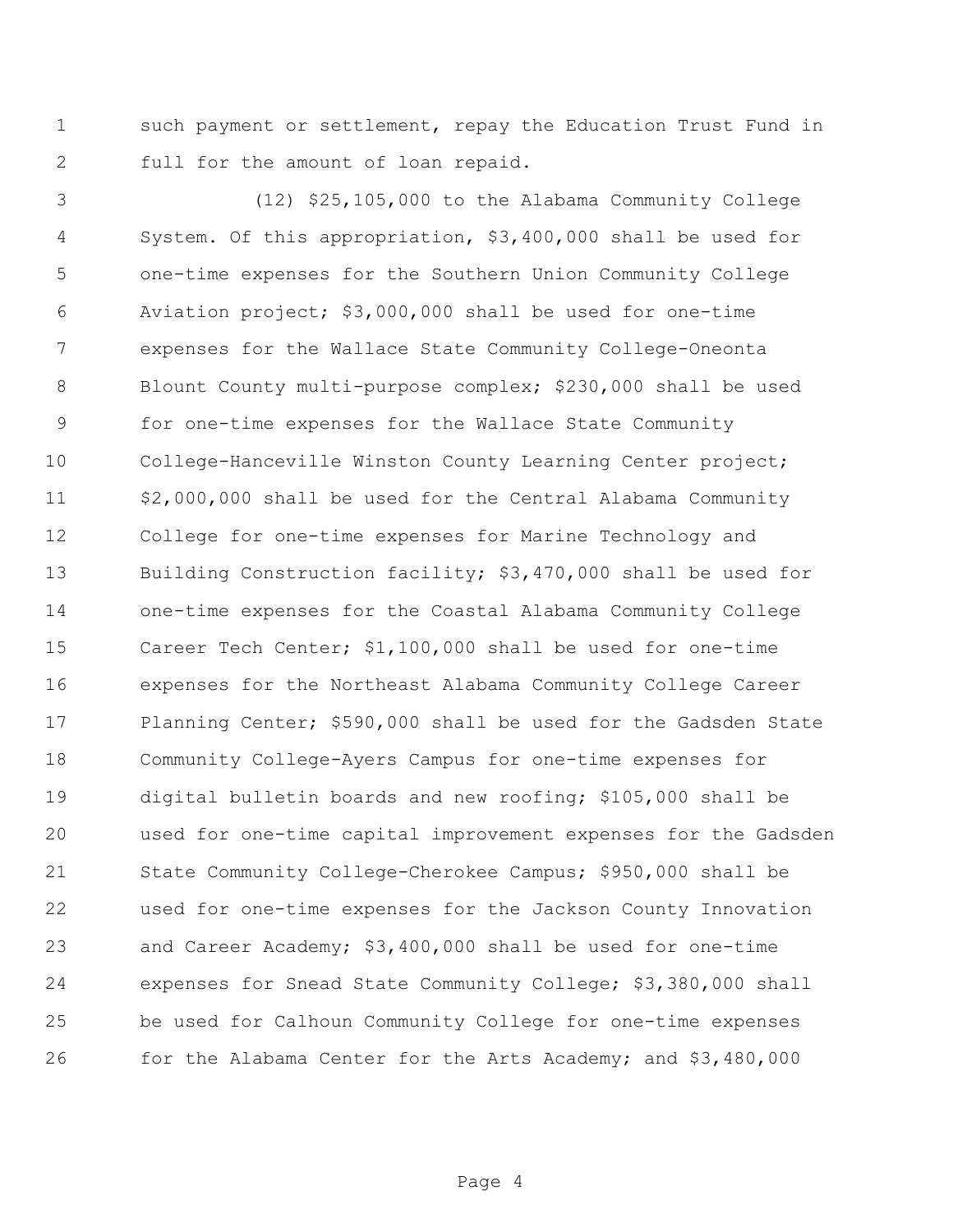such payment or settlement, repay the Education Trust Fund in full for the amount of loan repaid.

(12) $25,105,000 to the Alabama Community College System. Of this appropriation, $3,400,000 shall be used for one-time expenses for the Southern Union Community College Aviation project; $3,000,000 shall be used for one-time expenses for the Wallace State Community College-Oneonta Blount County multi-purpose complex; $230,000 shall be used for one-time expenses for the Wallace State Community College-Hanceville Winston County Learning Center project; $2,000,000 shall be used for the Central Alabama Community College for one-time expenses for Marine Technology and Building Construction facility; $3,470,000 shall be used for one-time expenses for the Coastal Alabama Community College Career Tech Center; $1,100,000 shall be used for one-time expenses for the Northeast Alabama Community College Career Planning Center; $590,000 shall be used for the Gadsden State Community College-Ayers Campus for one-time expenses for digital bulletin boards and new roofing; $105,000 shall be used for one-time capital improvement expenses for the Gadsden State Community College-Cherokee Campus; $950,000 shall be used for one-time expenses for the Jackson County Innovation and Career Academy; $3,400,000 shall be used for one-time expenses for Snead State Community College; $3,380,000 shall be used for Calhoun Community College for one-time expenses for the Alabama Center for the Arts Academy; and $3,480,000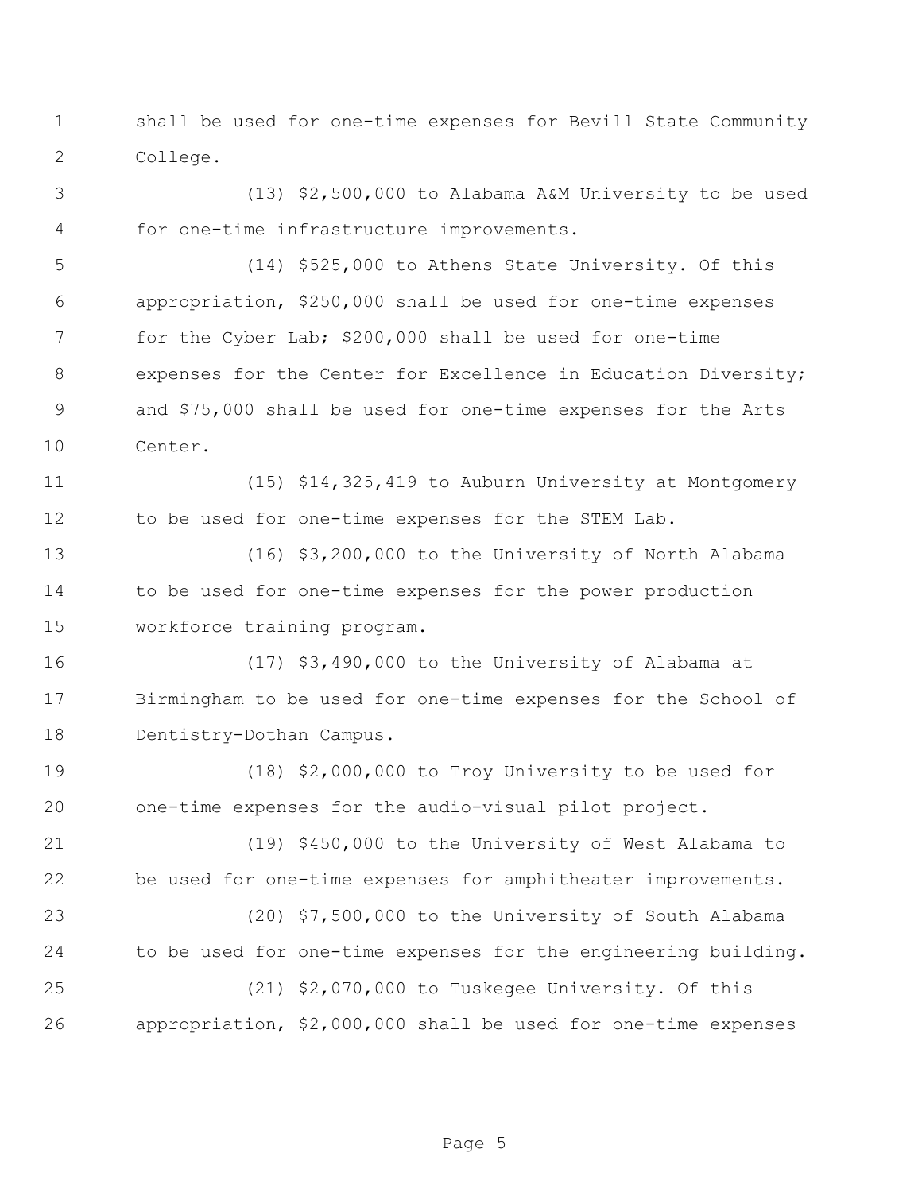shall be used for one-time expenses for Bevill State Community College.

(13) $2,500,000 to Alabama A&M University to be used for one-time infrastructure improvements.

(14) $525,000 to Athens State University. Of this appropriation, $250,000 shall be used for one-time expenses for the Cyber Lab; $200,000 shall be used for one-time expenses for the Center for Excellence in Education Diversity; and $75,000 shall be used for one-time expenses for the Arts Center.

(15) $14,325,419 to Auburn University at Montgomery to be used for one-time expenses for the STEM Lab.

(16) $3,200,000 to the University of North Alabama to be used for one-time expenses for the power production workforce training program.

(17) $3,490,000 to the University of Alabama at Birmingham to be used for one-time expenses for the School of Dentistry-Dothan Campus.

(18) $2,000,000 to Troy University to be used for one-time expenses for the audio-visual pilot project.

(19) $450,000 to the University of West Alabama to be used for one-time expenses for amphitheater improvements.

(20) $7,500,000 to the University of South Alabama to be used for one-time expenses for the engineering building.

(21) $2,070,000 to Tuskegee University. Of this appropriation, $2,000,000 shall be used for one-time expenses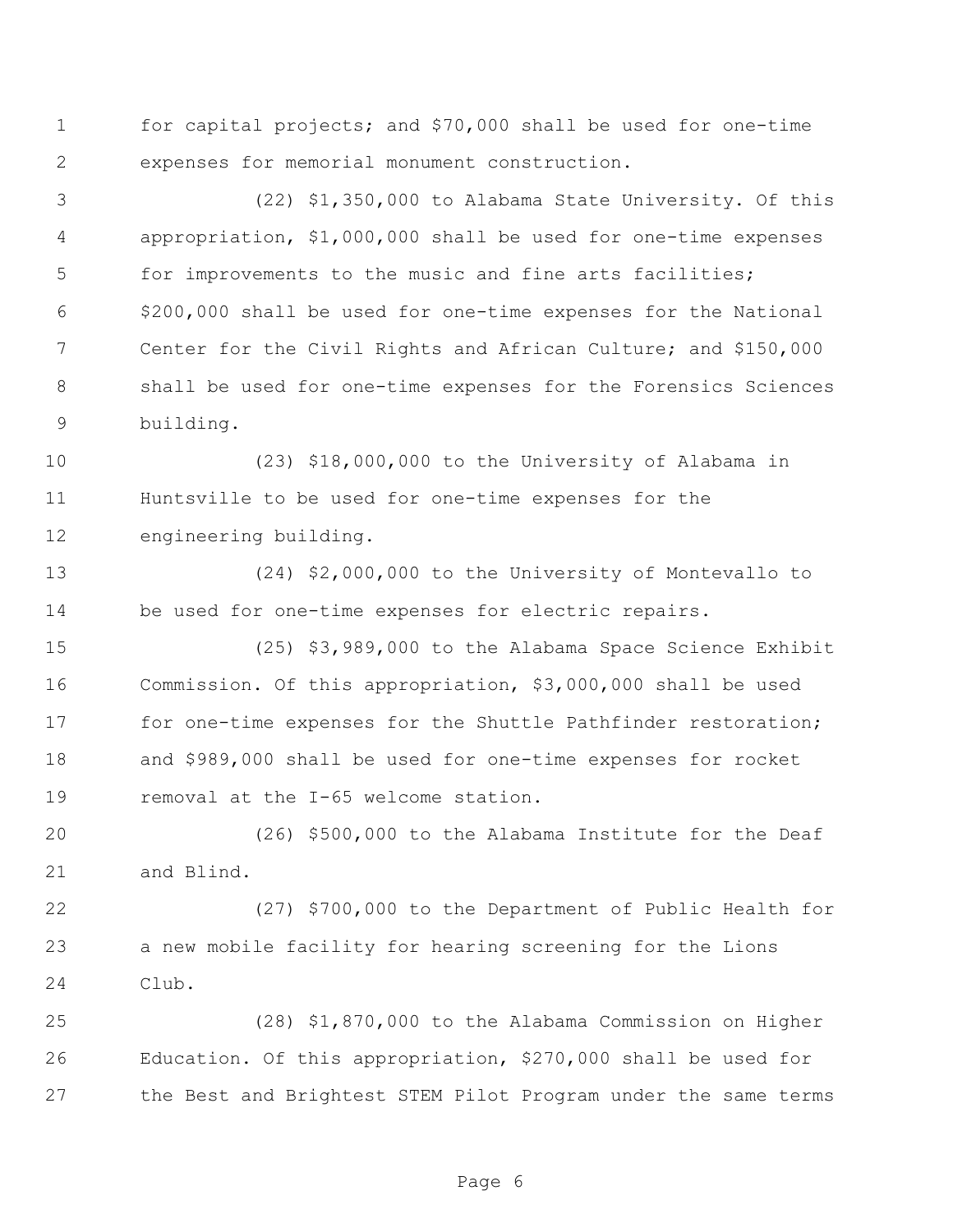for capital projects; and $70,000 shall be used for one-time expenses for memorial monument construction.

(22) $1,350,000 to Alabama State University. Of this appropriation, $1,000,000 shall be used for one-time expenses for improvements to the music and fine arts facilities; $200,000 shall be used for one-time expenses for the National Center for the Civil Rights and African Culture; and $150,000 shall be used for one-time expenses for the Forensics Sciences building.

(23) $18,000,000 to the University of Alabama in Huntsville to be used for one-time expenses for the engineering building.

(24) $2,000,000 to the University of Montevallo to be used for one-time expenses for electric repairs.

(25) $3,989,000 to the Alabama Space Science Exhibit Commission. Of this appropriation, $3,000,000 shall be used for one-time expenses for the Shuttle Pathfinder restoration; and $989,000 shall be used for one-time expenses for rocket removal at the I-65 welcome station.

(26) $500,000 to the Alabama Institute for the Deaf and Blind.

(27) $700,000 to the Department of Public Health for a new mobile facility for hearing screening for the Lions Club.

(28) $1,870,000 to the Alabama Commission on Higher Education. Of this appropriation, $270,000 shall be used for the Best and Brightest STEM Pilot Program under the same terms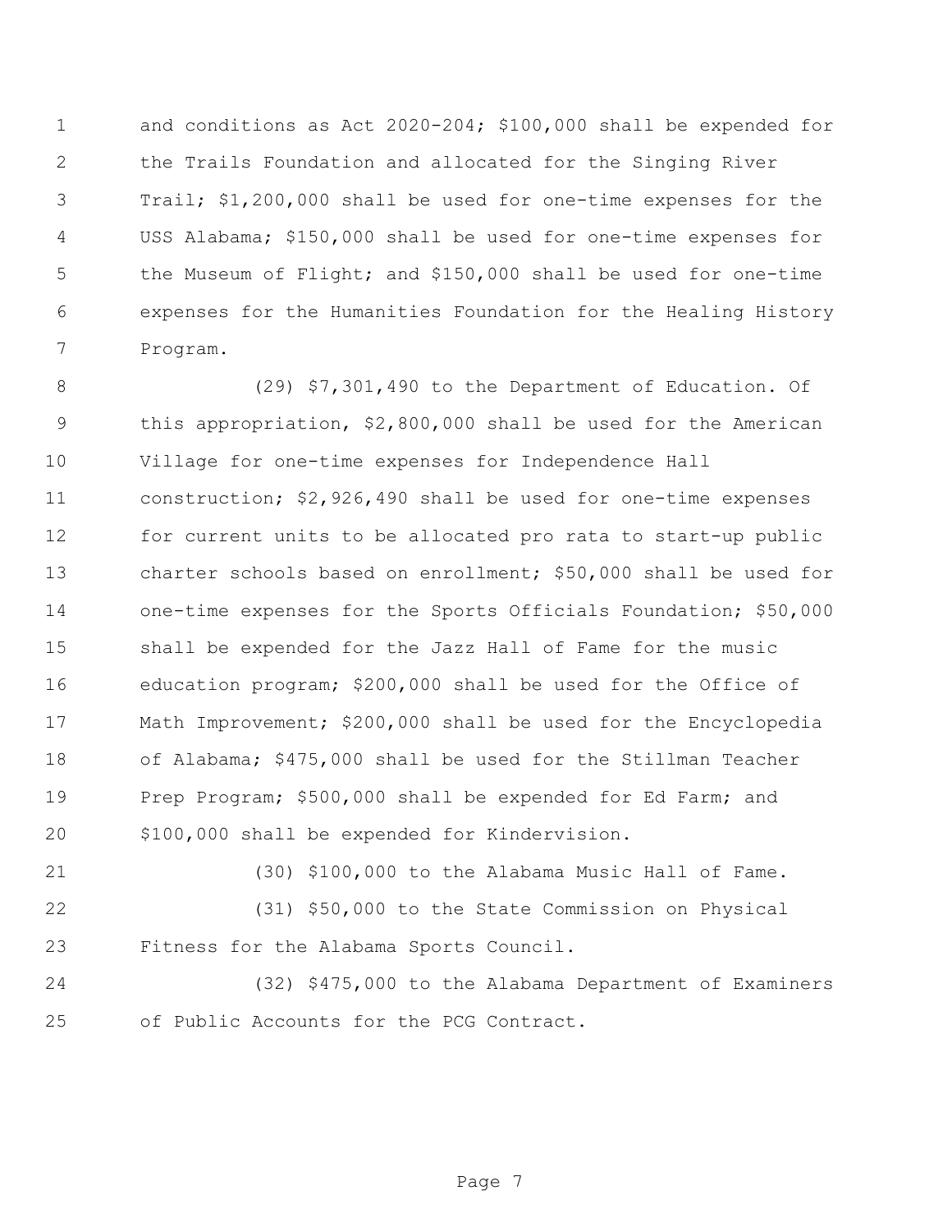and conditions as Act 2020-204; $100,000 shall be expended for the Trails Foundation and allocated for the Singing River Trail; $1,200,000 shall be used for one-time expenses for the USS Alabama; $150,000 shall be used for one-time expenses for the Museum of Flight; and $150,000 shall be used for one-time expenses for the Humanities Foundation for the Healing History Program.

(29) $7,301,490 to the Department of Education. Of this appropriation, $2,800,000 shall be used for the American Village for one-time expenses for Independence Hall construction; $2,926,490 shall be used for one-time expenses for current units to be allocated pro rata to start-up public charter schools based on enrollment; $50,000 shall be used for one-time expenses for the Sports Officials Foundation; $50,000 shall be expended for the Jazz Hall of Fame for the music education program; $200,000 shall be used for the Office of Math Improvement; $200,000 shall be used for the Encyclopedia of Alabama; $475,000 shall be used for the Stillman Teacher Prep Program; $500,000 shall be expended for Ed Farm; and $100,000 shall be expended for Kindervision.

(30) $100,000 to the Alabama Music Hall of Fame.

(31) $50,000 to the State Commission on Physical Fitness for the Alabama Sports Council.

(32) $475,000 to the Alabama Department of Examiners of Public Accounts for the PCG Contract.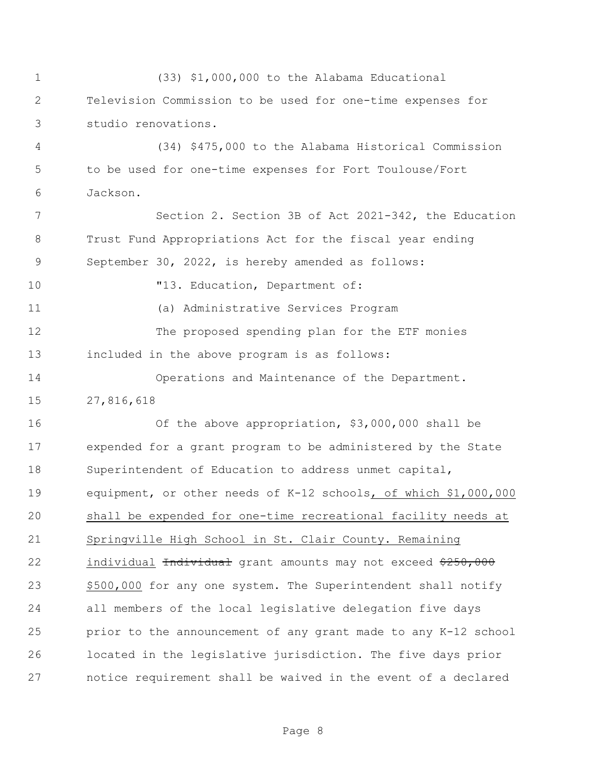(33) $1,000,000 to the Alabama Educational Television Commission to be used for one-time expenses for studio renovations.

(34) $475,000 to the Alabama Historical Commission to be used for one-time expenses for Fort Toulouse/Fort Jackson.

Section 2. Section 3B of Act 2021-342, the Education Trust Fund Appropriations Act for the fiscal year ending September 30, 2022, is hereby amended as follows:

"13. Education, Department of:

(a) Administrative Services Program

The proposed spending plan for the ETF monies included in the above program is as follows:

Operations and Maintenance of the Department. 27,816,618

Of the above appropriation, $3,000,000 shall be expended for a grant program to be administered by the State Superintendent of Education to address unmet capital, equipment, or other needs of K-12 schools<u>, of which $1,000,000 shall be expended for one-time recreational facility needs at Springville High School in St. Clair County. Remaining individual</u> ~~Individual~~ grant amounts may not exceed ~~$250,000~~ <u>$500,000</u> for any one system. The Superintendent shall notify all members of the local legislative delegation five days prior to the announcement of any grant made to any K-12 school located in the legislative jurisdiction. The five days prior notice requirement shall be waived in the event of a declared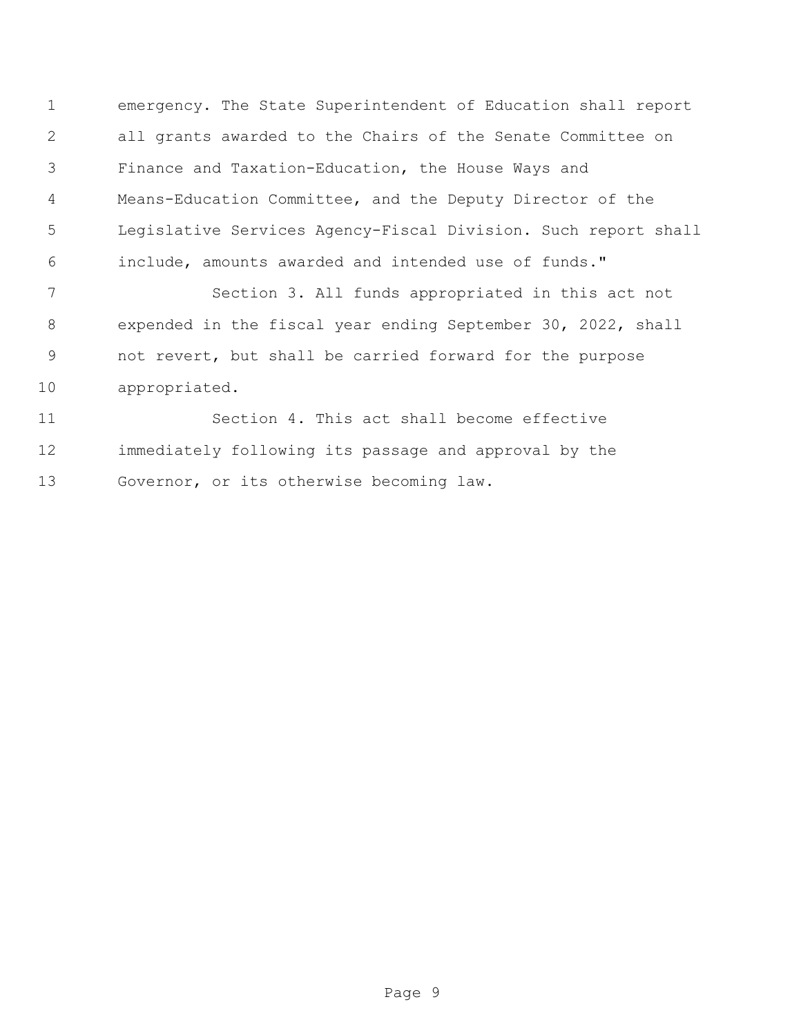emergency. The State Superintendent of Education shall report all grants awarded to the Chairs of the Senate Committee on Finance and Taxation-Education, the House Ways and Means-Education Committee, and the Deputy Director of the Legislative Services Agency-Fiscal Division. Such report shall include, amounts awarded and intended use of funds."

Section 3. All funds appropriated in this act not expended in the fiscal year ending September 30, 2022, shall not revert, but shall be carried forward for the purpose appropriated.

Section 4. This act shall become effective immediately following its passage and approval by the Governor, or its otherwise becoming law.